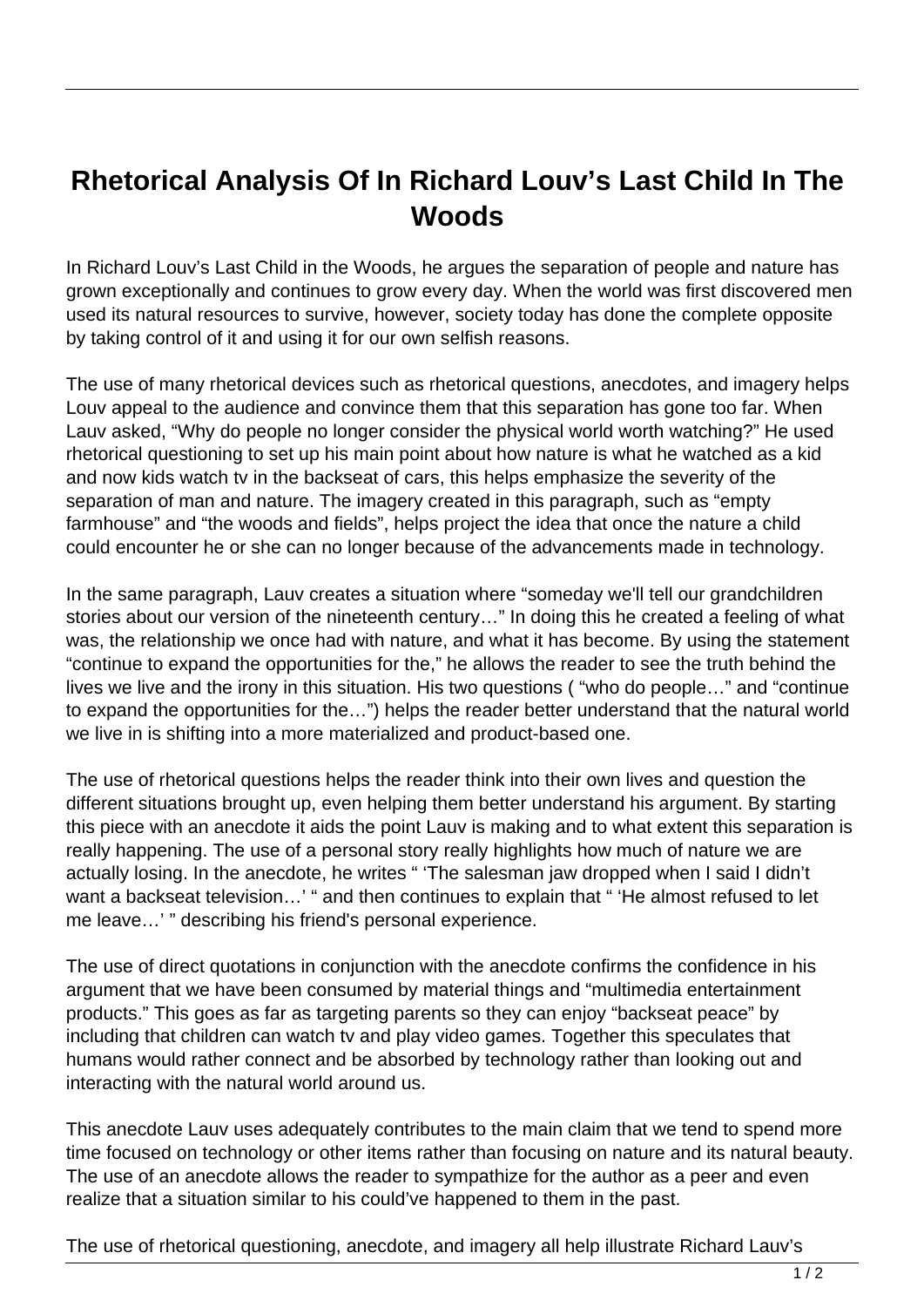# Rhetorical Analysis Of In Richard Louv's Last Child In The Woods

In Richard Louv's Last Child in the Woods, he argues the separation of people and nature has grown exceptionally and continues to grow every day. When the world was first discovered men used its natural resources to survive, however, society today has done the complete opposite by taking control of it and using it for our own selfish reasons.

The use of many rhetorical devices such as rhetorical questions, anecdotes, and imagery helps Louv appeal to the audience and convince them that this separation has gone too far. When Lauv asked, "Why do people no longer consider the physical world worth watching?" He used rhetorical questioning to set up his main point about how nature is what he watched as a kid and now kids watch tv in the backseat of cars, this helps emphasize the severity of the separation of man and nature. The imagery created in this paragraph, such as "empty farmhouse" and "the woods and fields", helps project the idea that once the nature a child could encounter he or she can no longer because of the advancements made in technology.

In the same paragraph, Lauv creates a situation where "someday we'll tell our grandchildren stories about our version of the nineteenth century…" In doing this he created a feeling of what was, the relationship we once had with nature, and what it has become. By using the statement "continue to expand the opportunities for the," he allows the reader to see the truth behind the lives we live and the irony in this situation. His two questions ( "who do people…" and "continue to expand the opportunities for the…") helps the reader better understand that the natural world we live in is shifting into a more materialized and product-based one.

The use of rhetorical questions helps the reader think into their own lives and question the different situations brought up, even helping them better understand his argument. By starting this piece with an anecdote it aids the point Lauv is making and to what extent this separation is really happening. The use of a personal story really highlights how much of nature we are actually losing. In the anecdote, he writes " 'The salesman jaw dropped when I said I didn't want a backseat television…' " and then continues to explain that " 'He almost refused to let me leave…' " describing his friend's personal experience.

The use of direct quotations in conjunction with the anecdote confirms the confidence in his argument that we have been consumed by material things and "multimedia entertainment products." This goes as far as targeting parents so they can enjoy "backseat peace" by including that children can watch tv and play video games. Together this speculates that humans would rather connect and be absorbed by technology rather than looking out and interacting with the natural world around us.

This anecdote Lauv uses adequately contributes to the main claim that we tend to spend more time focused on technology or other items rather than focusing on nature and its natural beauty. The use of an anecdote allows the reader to sympathize for the author as a peer and even realize that a situation similar to his could've happened to them in the past.

The use of rhetorical questioning, anecdote, and imagery all help illustrate Richard Lauv's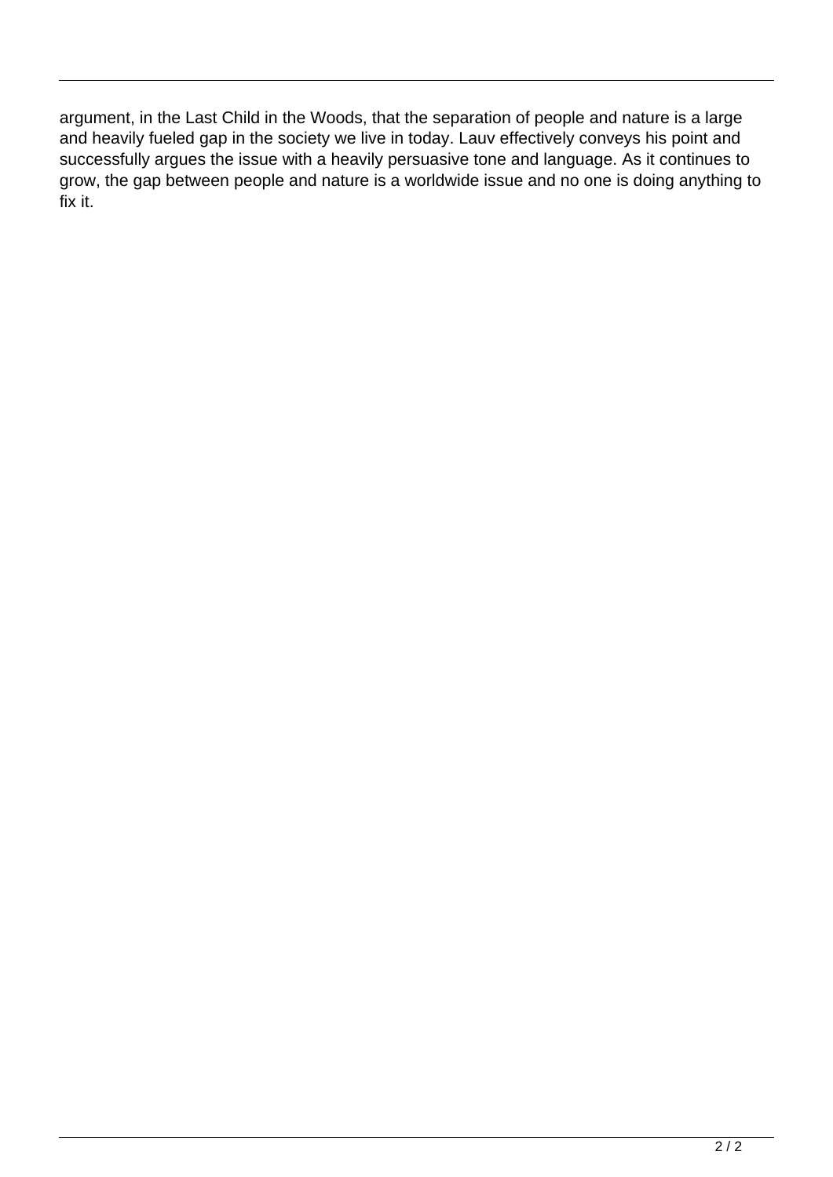argument, in the Last Child in the Woods, that the separation of people and nature is a large and heavily fueled gap in the society we live in today. Lauv effectively conveys his point and successfully argues the issue with a heavily persuasive tone and language. As it continues to grow, the gap between people and nature is a worldwide issue and no one is doing anything to fix it.